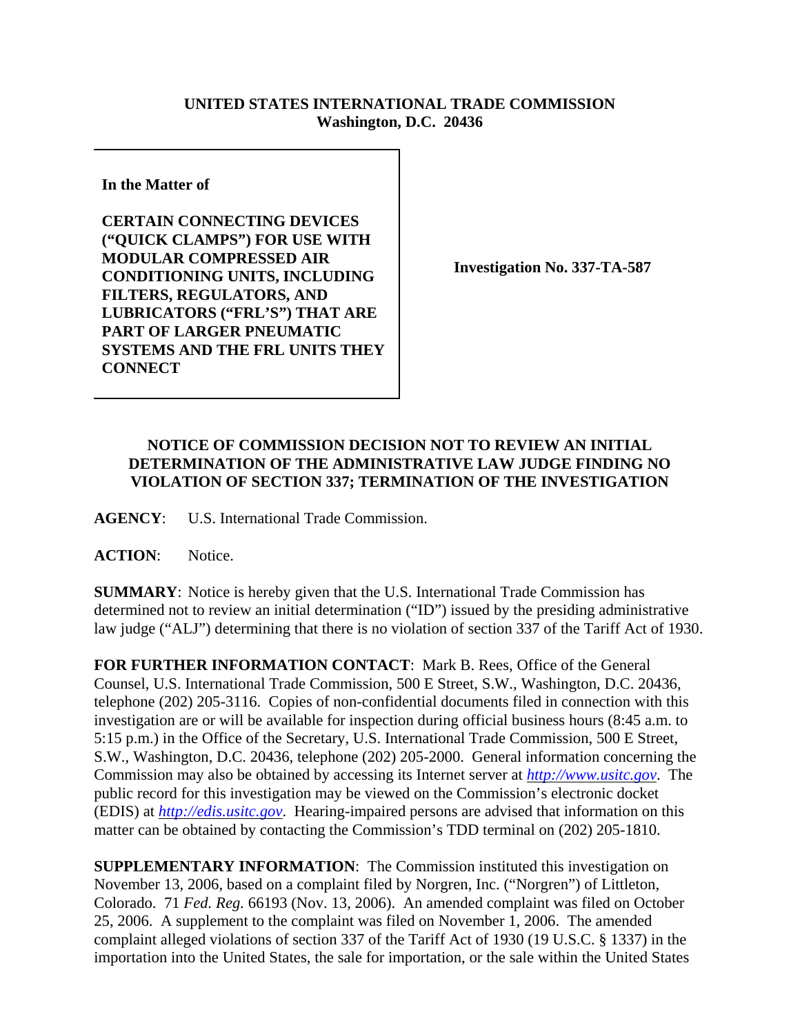**UNITED STATES INTERNATIONAL TRADE COMMISSION**
**Washington, D.C. 20436**

| **In the Matter of**<br><br>**CERTAIN CONNECTING DEVICES ("QUICK CLAMPS") FOR USE WITH MODULAR COMPRESSED AIR CONDITIONING UNITS, INCLUDING FILTERS, REGULATORS, AND LUBRICATORS ("FRL'S") THAT ARE PART OF LARGER PNEUMATIC SYSTEMS AND THE FRL UNITS THEY CONNECT** | **Investigation No. 337-TA-587** |
|---|---|

## NOTICE OF COMMISSION DECISION NOT TO REVIEW AN INITIAL DETERMINATION OF THE ADMINISTRATIVE LAW JUDGE FINDING NO VIOLATION OF SECTION 337; TERMINATION OF THE INVESTIGATION

**AGENCY**: U.S. International Trade Commission.

**ACTION**: Notice.

**SUMMARY**: Notice is hereby given that the U.S. International Trade Commission has determined not to review an initial determination ("ID") issued by the presiding administrative law judge ("ALJ") determining that there is no violation of section 337 of the Tariff Act of 1930.

**FOR FURTHER INFORMATION CONTACT**: Mark B. Rees, Office of the General Counsel, U.S. International Trade Commission, 500 E Street, S.W., Washington, D.C. 20436, telephone (202) 205-3116. Copies of non-confidential documents filed in connection with this investigation are or will be available for inspection during official business hours (8:45 a.m. to 5:15 p.m.) in the Office of the Secretary, U.S. International Trade Commission, 500 E Street, S.W., Washington, D.C. 20436, telephone (202) 205-2000. General information concerning the Commission may also be obtained by accessing its Internet server at *http://www.usitc.gov*. The public record for this investigation may be viewed on the Commission's electronic docket (EDIS) at *http://edis.usitc.gov*. Hearing-impaired persons are advised that information on this matter can be obtained by contacting the Commission's TDD terminal on (202) 205-1810.

**SUPPLEMENTARY INFORMATION**: The Commission instituted this investigation on November 13, 2006, based on a complaint filed by Norgren, Inc. ("Norgren") of Littleton, Colorado. 71 *Fed. Reg.* 66193 (Nov. 13, 2006). An amended complaint was filed on October 25, 2006. A supplement to the complaint was filed on November 1, 2006. The amended complaint alleged violations of section 337 of the Tariff Act of 1930 (19 U.S.C. § 1337) in the importation into the United States, the sale for importation, or the sale within the United States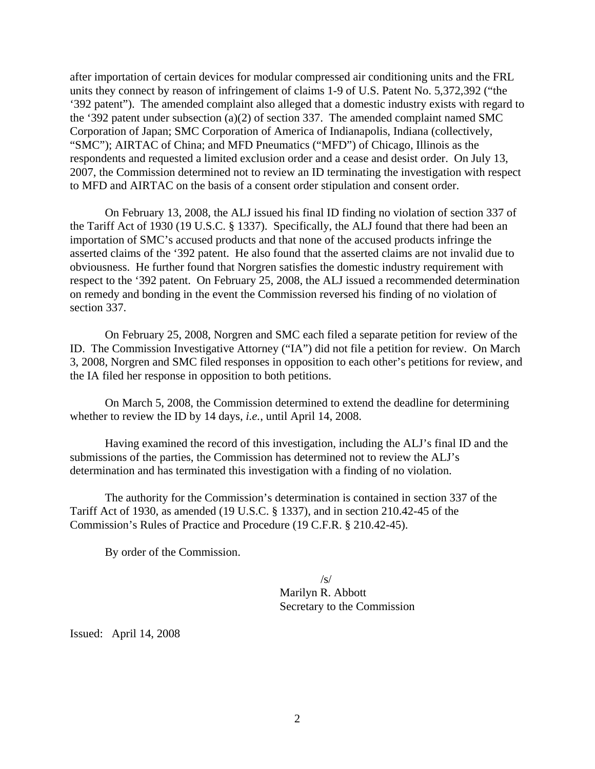after importation of certain devices for modular compressed air conditioning units and the FRL units they connect by reason of infringement of claims 1-9 of U.S. Patent No. 5,372,392 ("the '392 patent"). The amended complaint also alleged that a domestic industry exists with regard to the '392 patent under subsection (a)(2) of section 337. The amended complaint named SMC Corporation of Japan; SMC Corporation of America of Indianapolis, Indiana (collectively, "SMC"); AIRTAC of China; and MFD Pneumatics ("MFD") of Chicago, Illinois as the respondents and requested a limited exclusion order and a cease and desist order. On July 13, 2007, the Commission determined not to review an ID terminating the investigation with respect to MFD and AIRTAC on the basis of a consent order stipulation and consent order.

On February 13, 2008, the ALJ issued his final ID finding no violation of section 337 of the Tariff Act of 1930 (19 U.S.C. § 1337). Specifically, the ALJ found that there had been an importation of SMC's accused products and that none of the accused products infringe the asserted claims of the '392 patent. He also found that the asserted claims are not invalid due to obviousness. He further found that Norgren satisfies the domestic industry requirement with respect to the '392 patent. On February 25, 2008, the ALJ issued a recommended determination on remedy and bonding in the event the Commission reversed his finding of no violation of section 337.

On February 25, 2008, Norgren and SMC each filed a separate petition for review of the ID. The Commission Investigative Attorney ("IA") did not file a petition for review. On March 3, 2008, Norgren and SMC filed responses in opposition to each other's petitions for review, and the IA filed her response in opposition to both petitions.

On March 5, 2008, the Commission determined to extend the deadline for determining whether to review the ID by 14 days, *i.e.*, until April 14, 2008.

Having examined the record of this investigation, including the ALJ's final ID and the submissions of the parties, the Commission has determined not to review the ALJ's determination and has terminated this investigation with a finding of no violation.

The authority for the Commission's determination is contained in section 337 of the Tariff Act of 1930, as amended (19 U.S.C. § 1337), and in section 210.42-45 of the Commission's Rules of Practice and Procedure (19 C.F.R. § 210.42-45).

By order of the Commission.

/s/
Marilyn R. Abbott
Secretary to the Commission

Issued: April 14, 2008